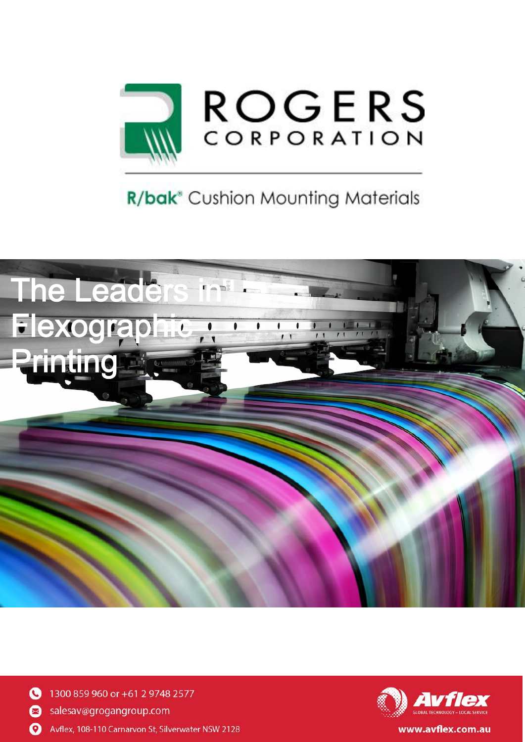# ROGERS CORPORATION

## R/bak® Cushion Mounting Materials

# The Leaders in Flexographic Printing

1300 859 960 or +61 2 9748 2577

salesav@grogangroup.com

Avflex, 108-110 Carnarvon St, Silverwater NSW 2128

**Avflex**
GLOBAL TECHNOLOGY – LOCAL SERVICE

www.avflex.com.au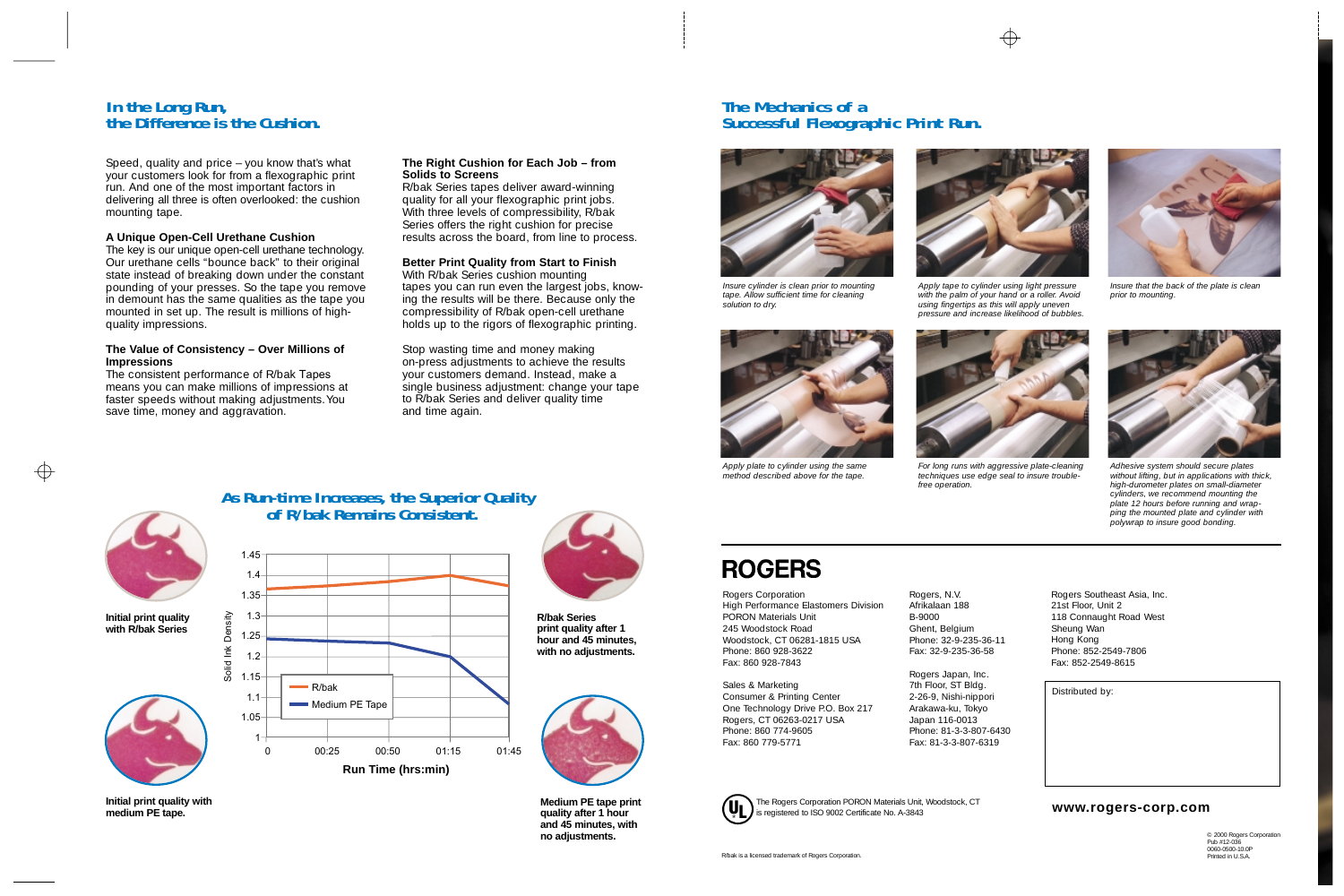## In the Long Run, the Difference is the Cushion.

Speed, quality and price – you know that's what your customers look for from a flexographic print run. And one of the most important factors in delivering all three is often overlooked: the cushion mounting tape.

**A Unique Open-Cell Urethane Cushion**
The key is our unique open-cell urethane technology. Our urethane cells "bounce back" to their original state instead of breaking down under the constant pounding of your presses. So the tape you remove in demount has the same qualities as the tape you mounted in set up. The result is millions of high-quality impressions.

**The Value of Consistency – Over Millions of Impressions**
The consistent performance of R/bak Tapes means you can make millions of impressions at faster speeds without making adjustments. You save time, money and aggravation.

**The Right Cushion for Each Job – from Solids to Screens**
R/bak Series tapes deliver award-winning quality for all your flexographic print jobs. With three levels of compressibility, R/bak Series offers the right cushion for precise results across the board, from line to process.

**Better Print Quality from Start to Finish**
With R/bak Series cushion mounting tapes you can run even the largest jobs, knowing the results will be there. Because only the compressibility of R/bak open-cell urethane holds up to the rigors of flexographic printing.

Stop wasting time and money making on-press adjustments to achieve the results your customers demand. Instead, make a single business adjustment: change your tape to R/bak Series and deliver quality time and time again.

## As Run-time Increases, the Superior Quality of R/bak Remains Consistent.

**Initial print quality with R/bak Series**

**Initial print quality with medium PE tape.**

| Run Time (hrs:min) | R/bak (Solid Ink Density) | Medium PE Tape (Solid Ink Density) |
|---|---|---|
| 0 | ~1.37 | ~1.25 |
| 00:25 | ~1.375 | ~1.24 |
| 00:50 | ~1.385 | ~1.235 |
| 01:15 | ~1.40 | ~1.20 |
| 01:45 | ~1.375 | ~1.08 |

**R/bak Series print quality after 1 hour and 45 minutes, with no adjustments.**

**Medium PE tape print quality after 1 hour and 45 minutes, with no adjustments.**

## The Mechanics of a Successful Flexographic Print Run.

*Insure cylinder is clean prior to mounting tape. Allow sufficient time for cleaning solution to dry.*

*Apply tape to cylinder using light pressure with the palm of your hand or a roller. Avoid using fingertips as this will apply uneven pressure and increase likelihood of bubbles.*

*Insure that the back of the plate is clean prior to mounting.*

*Apply plate to cylinder using the same method described above for the tape.*

*For long runs with aggressive plate-cleaning techniques use edge seal to insure trouble-free operation.*

*Adhesive system should secure plates without lifting, but in applications with thick, high-durometer plates on small-diameter cylinders, we recommend mounting the plate 12 hours before running and wrapping the mounted plate and cylinder with polywrap to insure good bonding.*

# ROGERS

Rogers Corporation
High Performance Elastomers Division
PORON Materials Unit
245 Woodstock Road
Woodstock, CT 06281-1815 USA
Phone: 860 928-3622
Fax: 860 928-7843

Sales & Marketing
Consumer & Printing Center
One Technology Drive P.O. Box 217
Rogers, CT 06263-0217 USA
Phone: 860 774-9605
Fax: 860 779-5771

Rogers, N.V.
Afrikalaan 188
B-9000
Ghent, Belgium
Phone: 32-9-235-36-11
Fax: 32-9-235-36-58

Rogers Japan, Inc.
7th Floor, ST Bldg.
2-26-9, Nishi-nippori
Arakawa-ku, Tokyo
Japan 116-0013
Phone: 81-3-3-807-6430
Fax: 81-3-3-807-6319

Rogers Southeast Asia, Inc.
21st Floor, Unit 2
118 Connaught Road West
Sheung Wan
Hong Kong
Phone: 852-2549-7806
Fax: 852-2549-8615

Distributed by:

The Rogers Corporation PORON Materials Unit, Woodstock, CT is registered to ISO 9002 Certificate No. A-3843

**www.rogers-corp.com**

R/bak is a licensed trademark of Rogers Corporation.

© 2000 Rogers Corporation
Pub #12-036
0060-0500-10.0P
Printed in U.S.A.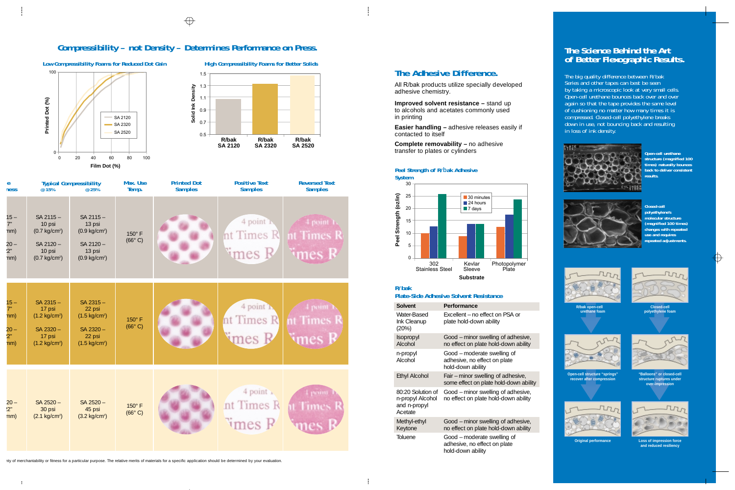## Compressibility – not Density – Determines Performance on Press.

### Low Compressibility Foams for Reduced Dot Gain

Printed Dot (%)
100
0
0 20 40 60 80 100
Film Dot (%)
SA 2120
SA 2320
SA 2520

### High Compressibility Foams for Better Solids

Solid Ink Density
1.5
1.3
1.1
0.9
0.7
0.5
R/bak SA 2120
R/bak SA 2320
R/bak SA 2520

| e ness | Typical Compressibility @15% | @25% | Max. Use Temp. | Printed Dot Samples | Positive Text Samples | Reversed Text Samples |
|---|---|---|---|---|---|---|
| 15 – 7" mm) 20 – 2" mm) | SA 2115 – 10 psi (0.7 kg/cm²) SA 2120 – 10 psi (0.7 kg/cm²) | SA 2115 – 13 psi (0.9 kg/cm²) SA 2120 – 13 psi (0.9 kg/cm²) | 150° F (66° C) | | 4 point Times R Times R | 4 point Times R Times R |
| 15 – 7" mm) 20 – 2" mm) | SA 2315 – 17 psi (1.2 kg/cm²) SA 2320 – 17 psi (1.2 kg/cm²) | SA 2315 – 22 psi (1.5 kg/cm²) SA 2320 – 22 psi (1.5 kg/cm²) | 150° F (66° C) | | 4 point Times R Times R | 4 point Times R Times R |
| 20 – 2" mm) | SA 2520 – 30 psi (2.1 kg/cm²) | SA 2520 – 45 psi (3.2 kg/cm²) | 150° F (66° C) | | 4 point Times R Times R | 4 point Times R Times R |

nty of merchantability or fitness for a particular purpose. The relative merits of materials for a specific application should be determined by your evaluation.

## The Adhesive Difference.

All R/bak products utilize specially developed adhesive chemistry.

**Improved solvent resistance –** stand up to alcohols and acetates commonly used in printing

**Easier handling –** adhesive releases easily if contacted to itself

**Complete removability –** no adhesive transfer to plates or cylinders

### Peel Strength of R/bak Adhesive System

Peel Strength (oz/in)
30
25
20
15
10
5
0
30 minutes
24 hours
7 days
302 Stainless Steel
Kevlar Sleeve
Photopolymer Plate
Substrate

### R/bak Plate-Side Adhesive Solvent Resistance

| Solvent | Performance |
|---|---|
| Water-Based Ink Cleanup (20%) | Excellent – no effect on PSA or plate hold-down ability |
| Isopropyl Alcohol | Good – minor swelling of adhesive, no effect on plate hold-down ability |
| n-propyl Alcohol | Good – moderate swelling of adhesive, no effect on plate hold-down ability |
| Ethyl Alcohol | Fair – minor swelling of adhesive, some effect on plate hold-down ability |
| 80:20 Solution of n-propyl Alcohol and n-propyl Acetate | Good – minor swelling of adhesive, no effect on plate hold-down ability |
| Methyl-ethyl Keytone | Good – minor swelling of adhesive, no effect on plate hold-down ability |
| Toluene | Good – moderate swelling of adhesive, no effect on plate hold-down ability |

## The Science Behind the Art of Better Flexographic Results.

The big quality difference between R/bak Series and other tapes can best be seen by taking a microscopic look at very small cells. Open-cell urethane bounces back over and over again so that the tape provides the same level of cushioning no matter how many times it is compressed. Closed-cell polyethylene breaks down in use, not bouncing back and resulting in loss of ink density.

Open-cell urethane structure (magnified 100 times) naturally bounces back to deliver consistent results.

Closed-cell polyethylene's molecular structure (magnified 100 times) changes with repeated use and requires repeated adjustments.

R/bak open-cell urethane foam

Closed-cell polyethylene foam

Open-cell structure "springs" recover after compression

"Balloons" or closed-cell structure ruptures under over-impression

Original performance

Loss of impression force and reduced resiliency